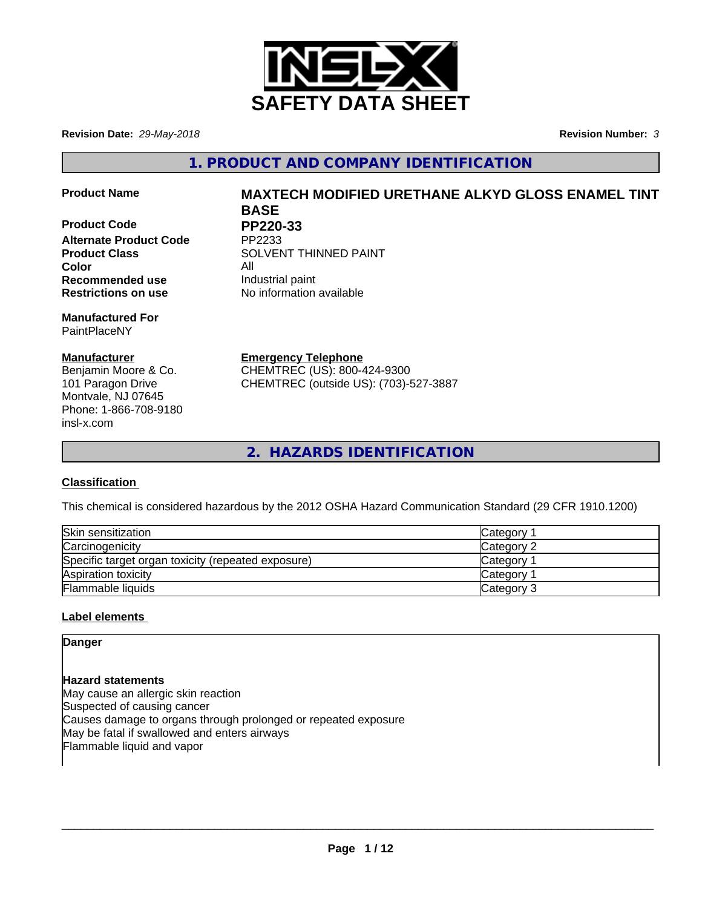# SAFETY DATA SHEET

**Revision Date:** *29-May-2018* **Revision Number:** *3*

## 1. PRODUCT AND COMPANY IDENTIFICATION

| | |
|---|---|
| **Product Name** | **MAXTECH MODIFIED URETHANE ALKYD GLOSS ENAMEL TINT BASE** |
| **Product Code** | **PP220-33** |
| **Alternate Product Code** | PP2233 |
| **Product Class** | SOLVENT THINNED PAINT |
| **Color** | All |
| **Recommended use** | Industrial paint |
| **Restrictions on use** | No information available |

**Manufactured For**
PaintPlaceNY

**Manufacturer**
Benjamin Moore & Co.
101 Paragon Drive
Montvale, NJ 07645
Phone: 1-866-708-9180
insl-x.com

**Emergency Telephone**
CHEMTREC (US): 800-424-9300
CHEMTREC (outside US): (703)-527-3887

## 2. HAZARDS IDENTIFICATION

**Classification**

This chemical is considered hazardous by the 2012 OSHA Hazard Communication Standard (29 CFR 1910.1200)

| | |
|---|---|
| Skin sensitization | Category 1 |
| Carcinogenicity | Category 2 |
| Specific target organ toxicity (repeated exposure) | Category 1 |
| Aspiration toxicity | Category 1 |
| Flammable liquids | Category 3 |

**Label elements**

**Danger**

**Hazard statements**
May cause an allergic skin reaction
Suspected of causing cancer
Causes damage to organs through prolonged or repeated exposure
May be fatal if swallowed and enters airways
Flammable liquid and vapor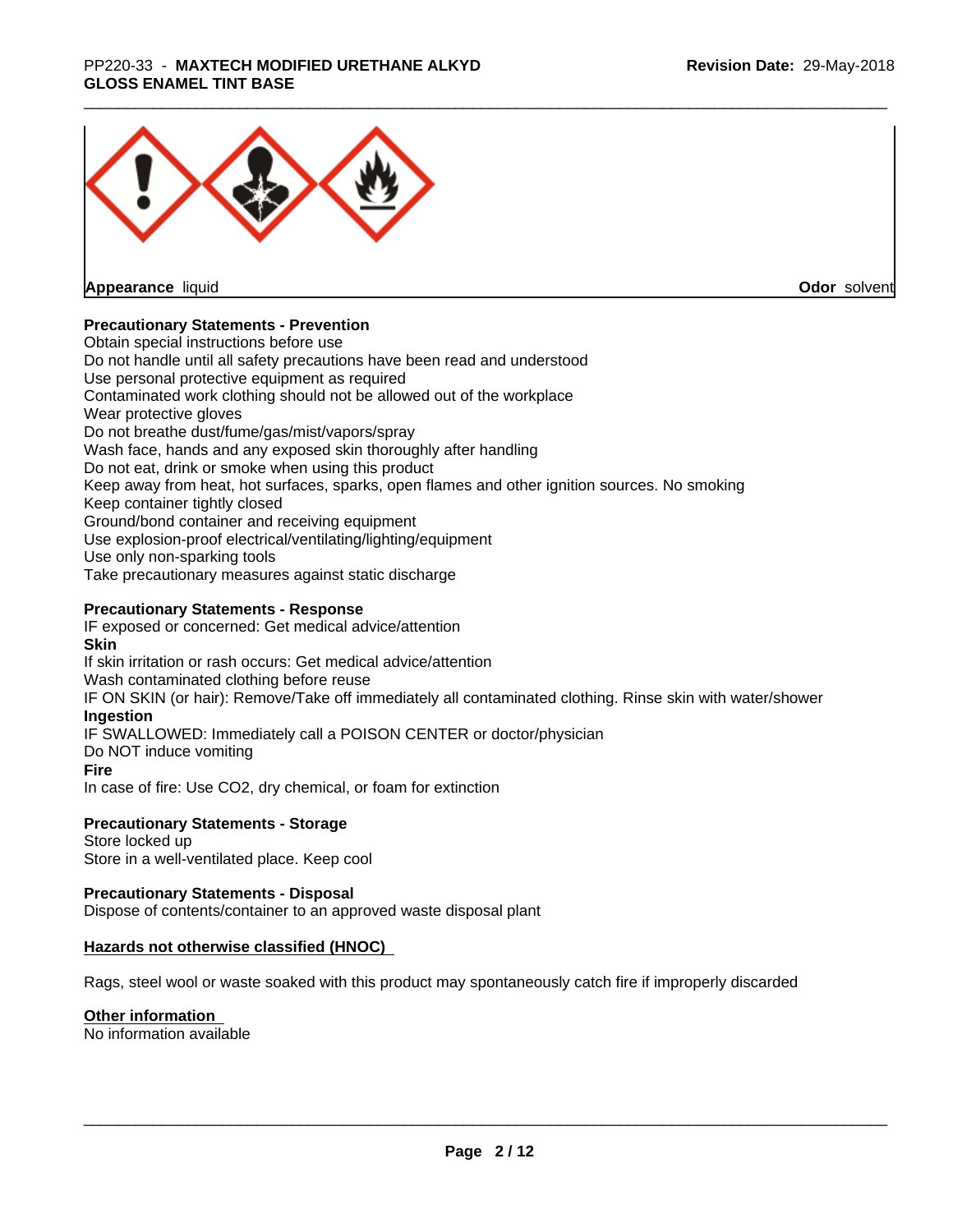**Appearance** liquid **Odor** solvent

**Precautionary Statements - Prevention**

Obtain special instructions before use
Do not handle until all safety precautions have been read and understood
Use personal protective equipment as required
Contaminated work clothing should not be allowed out of the workplace
Wear protective gloves
Do not breathe dust/fume/gas/mist/vapors/spray
Wash face, hands and any exposed skin thoroughly after handling
Do not eat, drink or smoke when using this product
Keep away from heat, hot surfaces, sparks, open flames and other ignition sources. No smoking
Keep container tightly closed
Ground/bond container and receiving equipment
Use explosion-proof electrical/ventilating/lighting/equipment
Use only non-sparking tools
Take precautionary measures against static discharge

**Precautionary Statements - Response**

IF exposed or concerned: Get medical advice/attention

**Skin**

If skin irritation or rash occurs: Get medical advice/attention
Wash contaminated clothing before reuse
IF ON SKIN (or hair): Remove/Take off immediately all contaminated clothing. Rinse skin with water/shower

**Ingestion**

IF SWALLOWED: Immediately call a POISON CENTER or doctor/physician
Do NOT induce vomiting

**Fire**

In case of fire: Use CO2, dry chemical, or foam for extinction

**Precautionary Statements - Storage**

Store locked up
Store in a well-ventilated place. Keep cool

**Precautionary Statements - Disposal**

Dispose of contents/container to an approved waste disposal plant

**Hazards not otherwise classified (HNOC)**

Rags, steel wool or waste soaked with this product may spontaneously catch fire if improperly discarded

**Other information**

No information available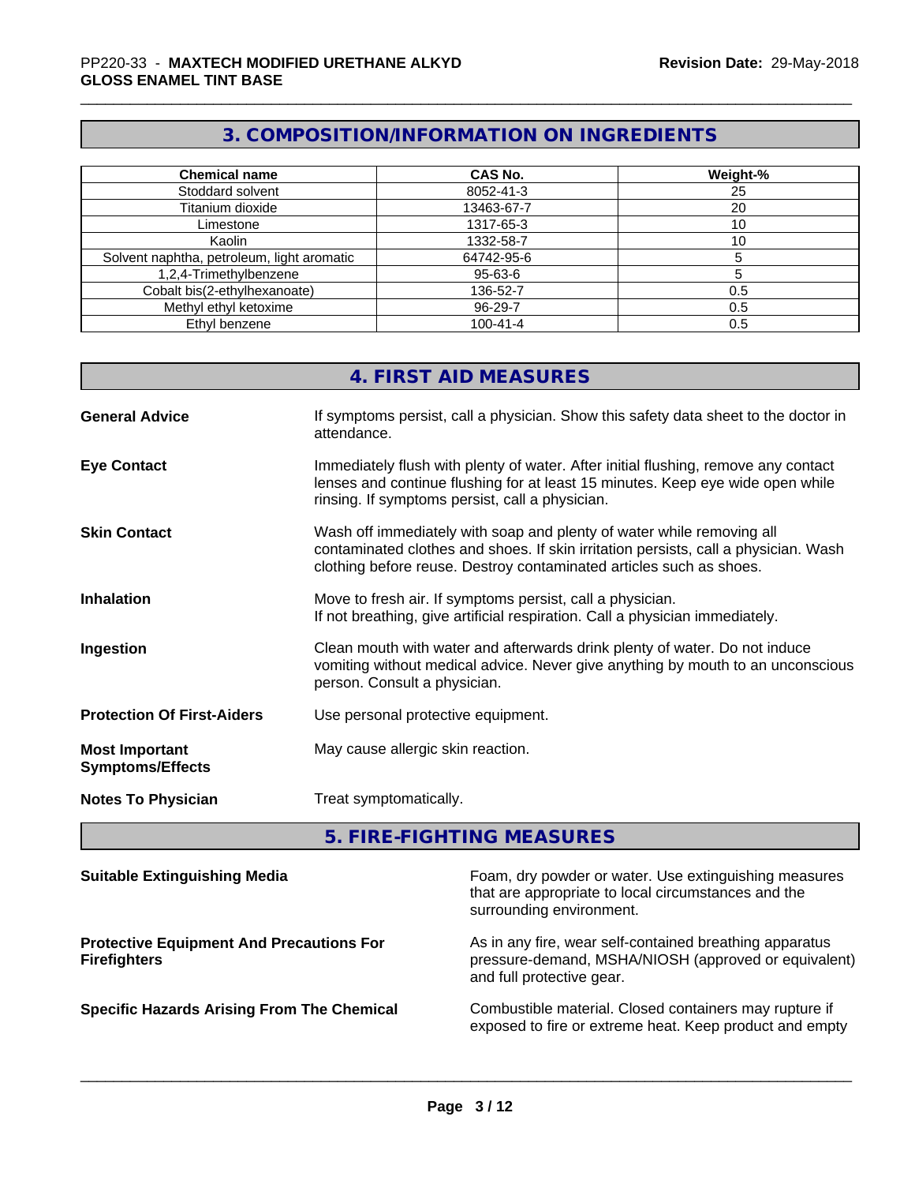## 3. COMPOSITION/INFORMATION ON INGREDIENTS

| Chemical name | CAS No. | Weight-% |
|---|---|---|
| Stoddard solvent | 8052-41-3 | 25 |
| Titanium dioxide | 13463-67-7 | 20 |
| Limestone | 1317-65-3 | 10 |
| Kaolin | 1332-58-7 | 10 |
| Solvent naphtha, petroleum, light aromatic | 64742-95-6 | 5 |
| 1,2,4-Trimethylbenzene | 95-63-6 | 5 |
| Cobalt bis(2-ethylhexanoate) | 136-52-7 | 0.5 |
| Methyl ethyl ketoxime | 96-29-7 | 0.5 |
| Ethyl benzene | 100-41-4 | 0.5 |

## 4. FIRST AID MEASURES

**General Advice** If symptoms persist, call a physician. Show this safety data sheet to the doctor in attendance.

**Eye Contact** Immediately flush with plenty of water. After initial flushing, remove any contact lenses and continue flushing for at least 15 minutes. Keep eye wide open while rinsing. If symptoms persist, call a physician.

**Skin Contact** Wash off immediately with soap and plenty of water while removing all contaminated clothes and shoes. If skin irritation persists, call a physician. Wash clothing before reuse. Destroy contaminated articles such as shoes.

**Inhalation** Move to fresh air. If symptoms persist, call a physician.
If not breathing, give artificial respiration. Call a physician immediately.

**Ingestion** Clean mouth with water and afterwards drink plenty of water. Do not induce vomiting without medical advice. Never give anything by mouth to an unconscious person. Consult a physician.

**Protection Of First-Aiders** Use personal protective equipment.

**Most Important Symptoms/Effects** May cause allergic skin reaction.

**Notes To Physician** Treat symptomatically.

## 5. FIRE-FIGHTING MEASURES

**Suitable Extinguishing Media** Foam, dry powder or water. Use extinguishing measures that are appropriate to local circumstances and the surrounding environment.

**Protective Equipment And Precautions For Firefighters** As in any fire, wear self-contained breathing apparatus pressure-demand, MSHA/NIOSH (approved or equivalent) and full protective gear.

**Specific Hazards Arising From The Chemical** Combustible material. Closed containers may rupture if exposed to fire or extreme heat. Keep product and empty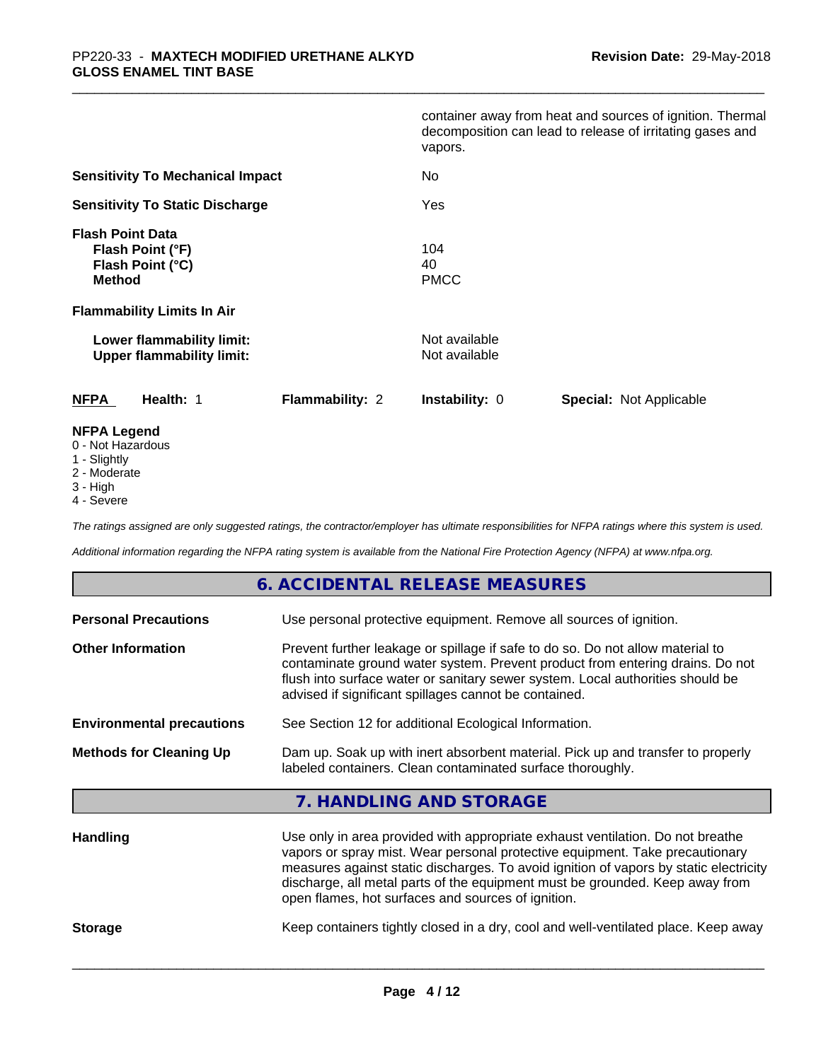| | |
|---|---|
| | container away from heat and sources of ignition. Thermal decomposition can lead to release of irritating gases and vapors. |
| **Sensitivity To Mechanical Impact** | No |
| **Sensitivity To Static Discharge** | Yes |

**Flash Point Data**

| | |
|---|---|
| **Flash Point (°F)** | 104 |
| **Flash Point (°C)** | 40 |
| **Method** | PMCC |

**Flammability Limits In Air**

| | |
|---|---|
| **Lower flammability limit:** | Not available |
| **Upper flammability limit:** | Not available |

| **NFPA** | **Health:** 1 | **Flammability:** 2 | **Instability:** 0 | **Special:** Not Applicable |
|---|---|---|---|---|

**NFPA Legend**
- 0 - Not Hazardous
- 1 - Slightly
- 2 - Moderate
- 3 - High
- 4 - Severe

*The ratings assigned are only suggested ratings, the contractor/employer has ultimate responsibilities for NFPA ratings where this system is used.*

*Additional information regarding the NFPA rating system is available from the National Fire Protection Agency (NFPA) at www.nfpa.org.*

## 6. ACCIDENTAL RELEASE MEASURES

| | |
|---|---|
| **Personal Precautions** | Use personal protective equipment. Remove all sources of ignition. |
| **Other Information** | Prevent further leakage or spillage if safe to do so. Do not allow material to contaminate ground water system. Prevent product from entering drains. Do not flush into surface water or sanitary sewer system. Local authorities should be advised if significant spillages cannot be contained. |
| **Environmental precautions** | See Section 12 for additional Ecological Information. |
| **Methods for Cleaning Up** | Dam up. Soak up with inert absorbent material. Pick up and transfer to properly labeled containers. Clean contaminated surface thoroughly. |

## 7. HANDLING AND STORAGE

| | |
|---|---|
| **Handling** | Use only in area provided with appropriate exhaust ventilation. Do not breathe vapors or spray mist. Wear personal protective equipment. Take precautionary measures against static discharges. To avoid ignition of vapors by static electricity discharge, all metal parts of the equipment must be grounded. Keep away from open flames, hot surfaces and sources of ignition. |
| **Storage** | Keep containers tightly closed in a dry, cool and well-ventilated place. Keep away |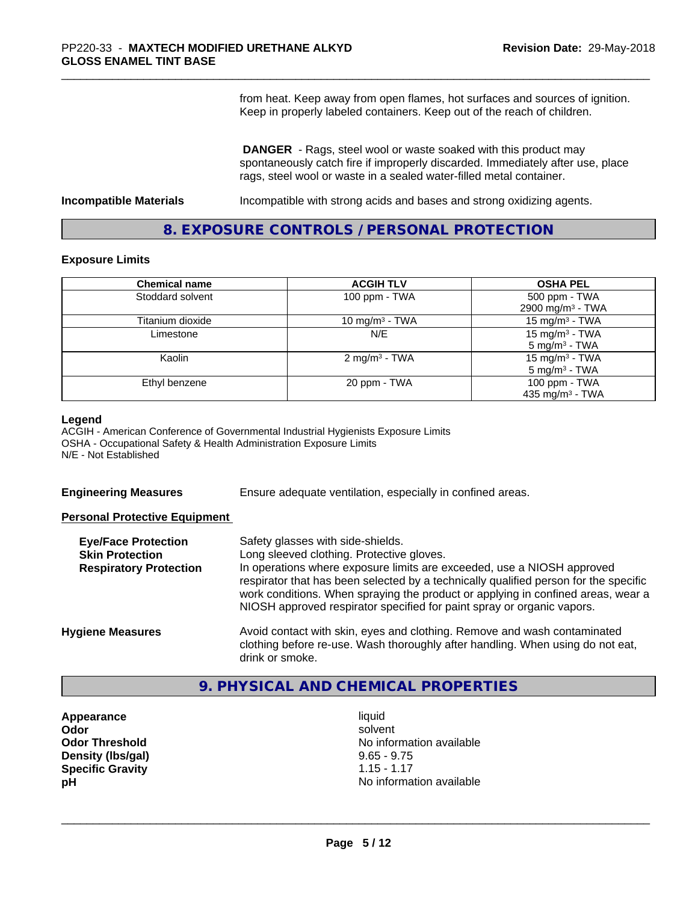from heat. Keep away from open flames, hot surfaces and sources of ignition. Keep in properly labeled containers. Keep out of the reach of children.

**DANGER** - Rags, steel wool or waste soaked with this product may spontaneously catch fire if improperly discarded. Immediately after use, place rags, steel wool or waste in a sealed water-filled metal container.

**Incompatible Materials** Incompatible with strong acids and bases and strong oxidizing agents.

## 8. EXPOSURE CONTROLS / PERSONAL PROTECTION

### Exposure Limits

| Chemical name | ACGIH TLV | OSHA PEL |
|---|---|---|
| Stoddard solvent | 100 ppm - TWA | 500 ppm - TWA<br>2900 mg/m³ - TWA |
| Titanium dioxide | 10 mg/m³ - TWA | 15 mg/m³ - TWA |
| Limestone | N/E | 15 mg/m³ - TWA<br>5 mg/m³ - TWA |
| Kaolin | 2 mg/m³ - TWA | 15 mg/m³ - TWA<br>5 mg/m³ - TWA |
| Ethyl benzene | 20 ppm - TWA | 100 ppm - TWA<br>435 mg/m³ - TWA |

**Legend**
ACGIH - American Conference of Governmental Industrial Hygienists Exposure Limits
OSHA - Occupational Safety & Health Administration Exposure Limits
N/E - Not Established

**Engineering Measures** Ensure adequate ventilation, especially in confined areas.

**Personal Protective Equipment**

**Eye/Face Protection** Safety glasses with side-shields.

**Skin Protection** Long sleeved clothing. Protective gloves.

**Respiratory Protection** In operations where exposure limits are exceeded, use a NIOSH approved respirator that has been selected by a technically qualified person for the specific work conditions. When spraying the product or applying in confined areas, wear a NIOSH approved respirator specified for paint spray or organic vapors.

**Hygiene Measures** Avoid contact with skin, eyes and clothing. Remove and wash contaminated clothing before re-use. Wash thoroughly after handling. When using do not eat, drink or smoke.

## 9. PHYSICAL AND CHEMICAL PROPERTIES

| | |
|---|---|
| **Appearance** | liquid |
| **Odor** | solvent |
| **Odor Threshold** | No information available |
| **Density (lbs/gal)** | 9.65 - 9.75 |
| **Specific Gravity** | 1.15 - 1.17 |
| **pH** | No information available |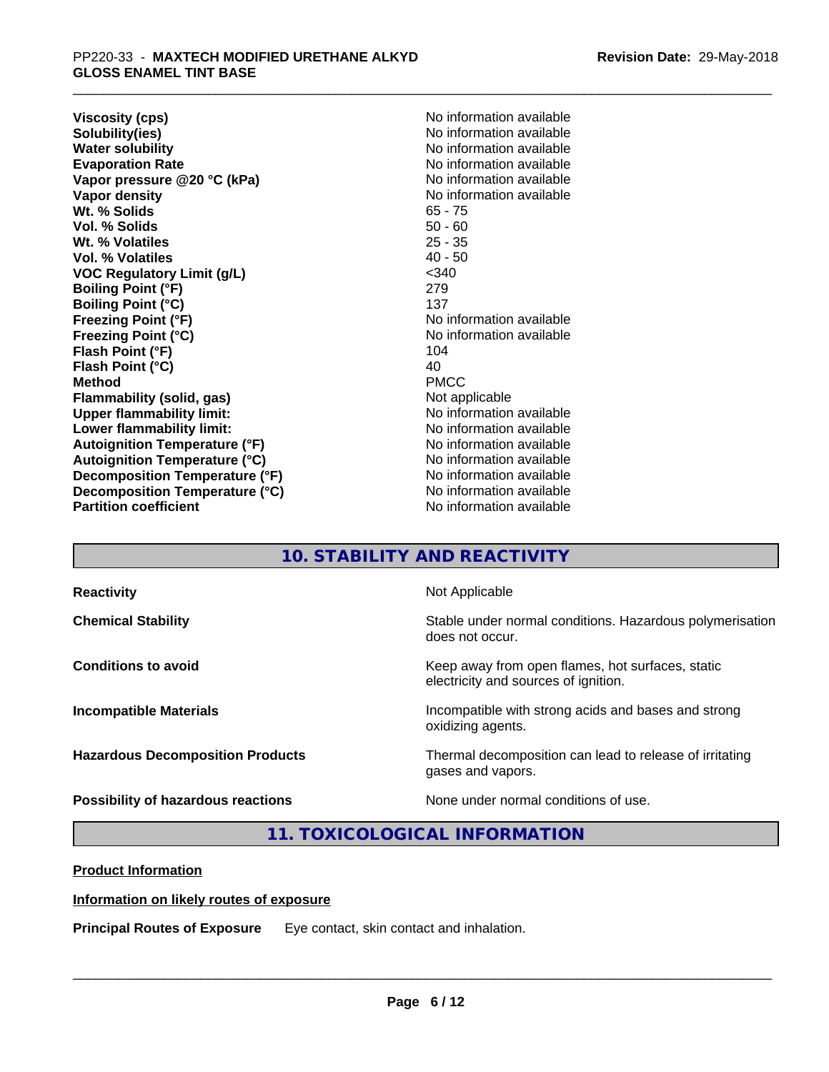| | |
|---|---|
| **Viscosity (cps)** | No information available |
| **Solubility(ies)** | No information available |
| **Water solubility** | No information available |
| **Evaporation Rate** | No information available |
| **Vapor pressure @20 °C (kPa)** | No information available |
| **Vapor density** | No information available |
| **Wt. % Solids** | 65 - 75 |
| **Vol. % Solids** | 50 - 60 |
| **Wt. % Volatiles** | 25 - 35 |
| **Vol. % Volatiles** | 40 - 50 |
| **VOC Regulatory Limit (g/L)** | <340 |
| **Boiling Point (°F)** | 279 |
| **Boiling Point (°C)** | 137 |
| **Freezing Point (°F)** | No information available |
| **Freezing Point (°C)** | No information available |
| **Flash Point (°F)** | 104 |
| **Flash Point (°C)** | 40 |
| **Method** | PMCC |
| **Flammability (solid, gas)** | Not applicable |
| **Upper flammability limit:** | No information available |
| **Lower flammability limit:** | No information available |
| **Autoignition Temperature (°F)** | No information available |
| **Autoignition Temperature (°C)** | No information available |
| **Decomposition Temperature (°F)** | No information available |
| **Decomposition Temperature (°C)** | No information available |
| **Partition coefficient** | No information available |

## 10. STABILITY AND REACTIVITY

| | |
|---|---|
| **Reactivity** | Not Applicable |
| **Chemical Stability** | Stable under normal conditions. Hazardous polymerisation does not occur. |
| **Conditions to avoid** | Keep away from open flames, hot surfaces, static electricity and sources of ignition. |
| **Incompatible Materials** | Incompatible with strong acids and bases and strong oxidizing agents. |
| **Hazardous Decomposition Products** | Thermal decomposition can lead to release of irritating gases and vapors. |
| **Possibility of hazardous reactions** | None under normal conditions of use. |

## 11. TOXICOLOGICAL INFORMATION

**Product Information**

**Information on likely routes of exposure**

**Principal Routes of Exposure** Eye contact, skin contact and inhalation.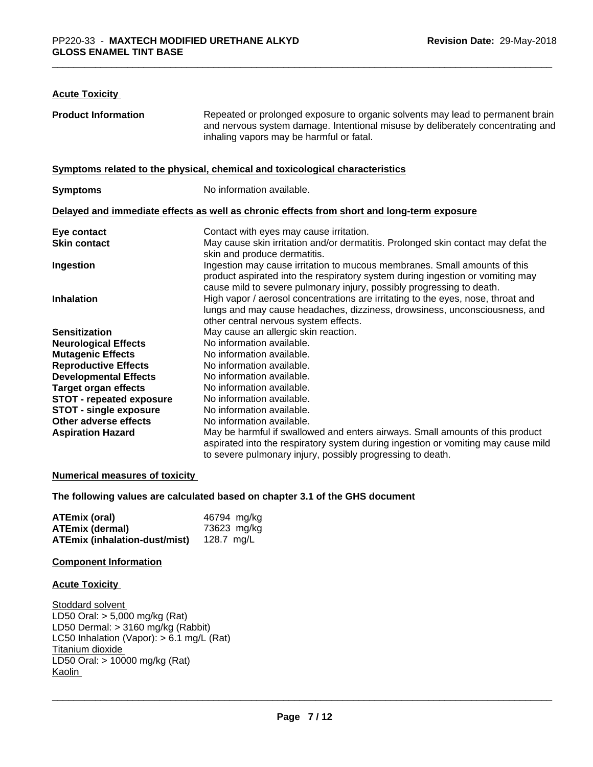### Acute Toxicity

| | |
|---|---|
| **Product Information** | Repeated or prolonged exposure to organic solvents may lead to permanent brain and nervous system damage. Intentional misuse by deliberately concentrating and inhaling vapors may be harmful or fatal. |

### Symptoms related to the physical, chemical and toxicological characteristics

| | |
|---|---|
| **Symptoms** | No information available. |

### Delayed and immediate effects as well as chronic effects from short and long-term exposure

| | |
|---|---|
| **Eye contact** | Contact with eyes may cause irritation. |
| **Skin contact** | May cause skin irritation and/or dermatitis. Prolonged skin contact may defat the skin and produce dermatitis. |
| **Ingestion** | Ingestion may cause irritation to mucous membranes. Small amounts of this product aspirated into the respiratory system during ingestion or vomiting may cause mild to severe pulmonary injury, possibly progressing to death. |
| **Inhalation** | High vapor / aerosol concentrations are irritating to the eyes, nose, throat and lungs and may cause headaches, dizziness, drowsiness, unconsciousness, and other central nervous system effects. |
| **Sensitization** | May cause an allergic skin reaction. |
| **Neurological Effects** | No information available. |
| **Mutagenic Effects** | No information available. |
| **Reproductive Effects** | No information available. |
| **Developmental Effects** | No information available. |
| **Target organ effects** | No information available. |
| **STOT - repeated exposure** | No information available. |
| **STOT - single exposure** | No information available. |
| **Other adverse effects** | No information available. |
| **Aspiration Hazard** | May be harmful if swallowed and enters airways. Small amounts of this product aspirated into the respiratory system during ingestion or vomiting may cause mild to severe pulmonary injury, possibly progressing to death. |

### Numerical measures of toxicity

**The following values are calculated based on chapter 3.1 of the GHS document**

| | |
|---|---|
| **ATEmix (oral)** | 46794 mg/kg |
| **ATEmix (dermal)** | 73623 mg/kg |
| **ATEmix (inhalation-dust/mist)** | 128.7 mg/L |

### Component Information

### Acute Toxicity

Stoddard solvent
LD50 Oral: > 5,000 mg/kg (Rat)
LD50 Dermal: > 3160 mg/kg (Rabbit)
LC50 Inhalation (Vapor): > 6.1 mg/L (Rat)
Titanium dioxide
LD50 Oral: > 10000 mg/kg (Rat)
Kaolin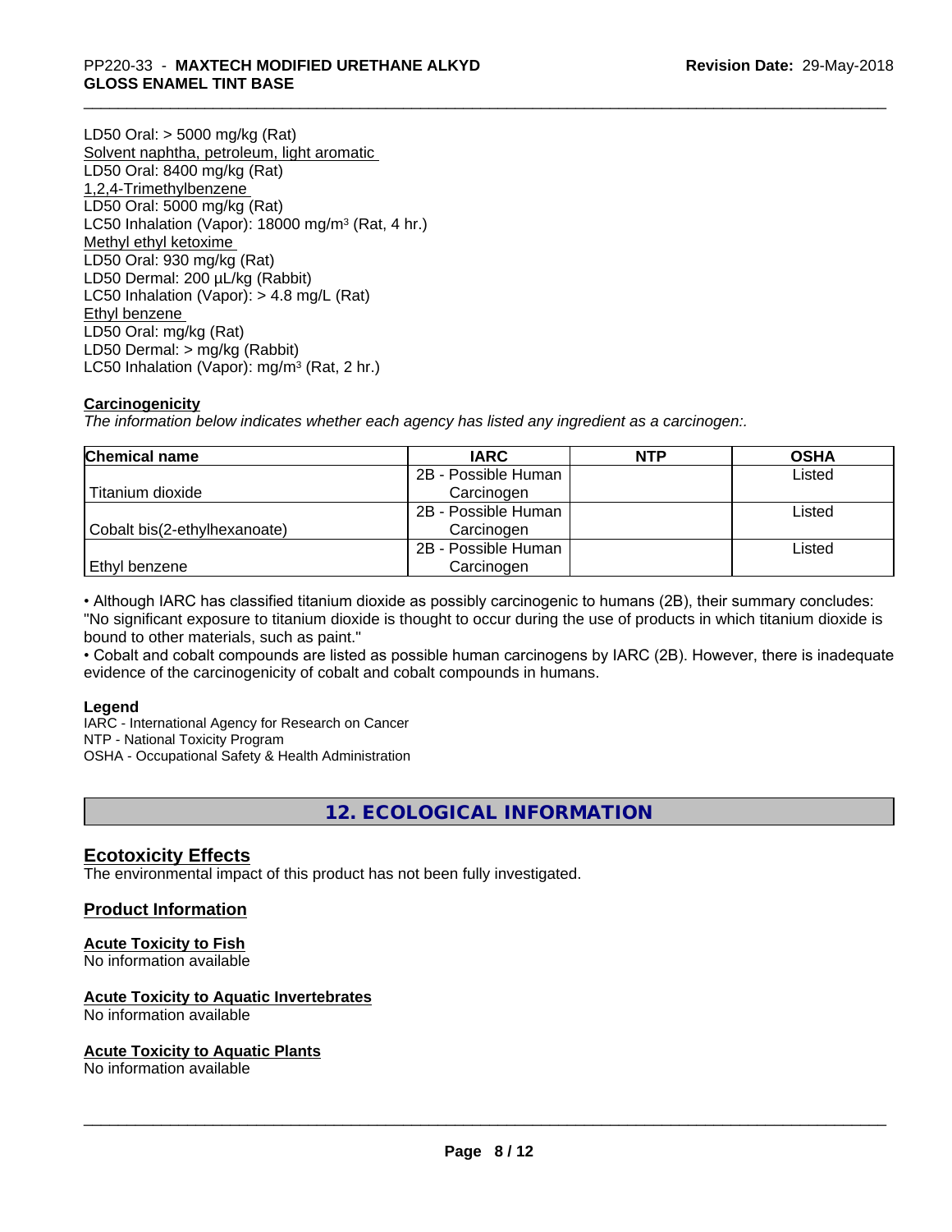LD50 Oral: > 5000 mg/kg (Rat)
Solvent naphtha, petroleum, light aromatic
LD50 Oral: 8400 mg/kg (Rat)
1,2,4-Trimethylbenzene
LD50 Oral: 5000 mg/kg (Rat)
LC50 Inhalation (Vapor): 18000 mg/m³ (Rat, 4 hr.)
Methyl ethyl ketoxime
LD50 Oral: 930 mg/kg (Rat)
LD50 Dermal: 200 µL/kg (Rabbit)
LC50 Inhalation (Vapor): > 4.8 mg/L (Rat)
Ethyl benzene
LD50 Oral: mg/kg (Rat)
LD50 Dermal: > mg/kg (Rabbit)
LC50 Inhalation (Vapor): mg/m³ (Rat, 2 hr.)

**Carcinogenicity**

*The information below indicates whether each agency has listed any ingredient as a carcinogen:.*

| Chemical name | IARC | NTP | OSHA |
|---|---|---|---|
| Titanium dioxide | 2B - Possible Human Carcinogen | | Listed |
| Cobalt bis(2-ethylhexanoate) | 2B - Possible Human Carcinogen | | Listed |
| Ethyl benzene | 2B - Possible Human Carcinogen | | Listed |

• Although IARC has classified titanium dioxide as possibly carcinogenic to humans (2B), their summary concludes: "No significant exposure to titanium dioxide is thought to occur during the use of products in which titanium dioxide is bound to other materials, such as paint."

• Cobalt and cobalt compounds are listed as possible human carcinogens by IARC (2B). However, there is inadequate evidence of the carcinogenicity of cobalt and cobalt compounds in humans.

**Legend**

IARC - International Agency for Research on Cancer
NTP - National Toxicity Program
OSHA - Occupational Safety & Health Administration

## 12. ECOLOGICAL INFORMATION

### Ecotoxicity Effects

The environmental impact of this product has not been fully investigated.

### Product Information

**Acute Toxicity to Fish**

No information available

**Acute Toxicity to Aquatic Invertebrates**

No information available

**Acute Toxicity to Aquatic Plants**

No information available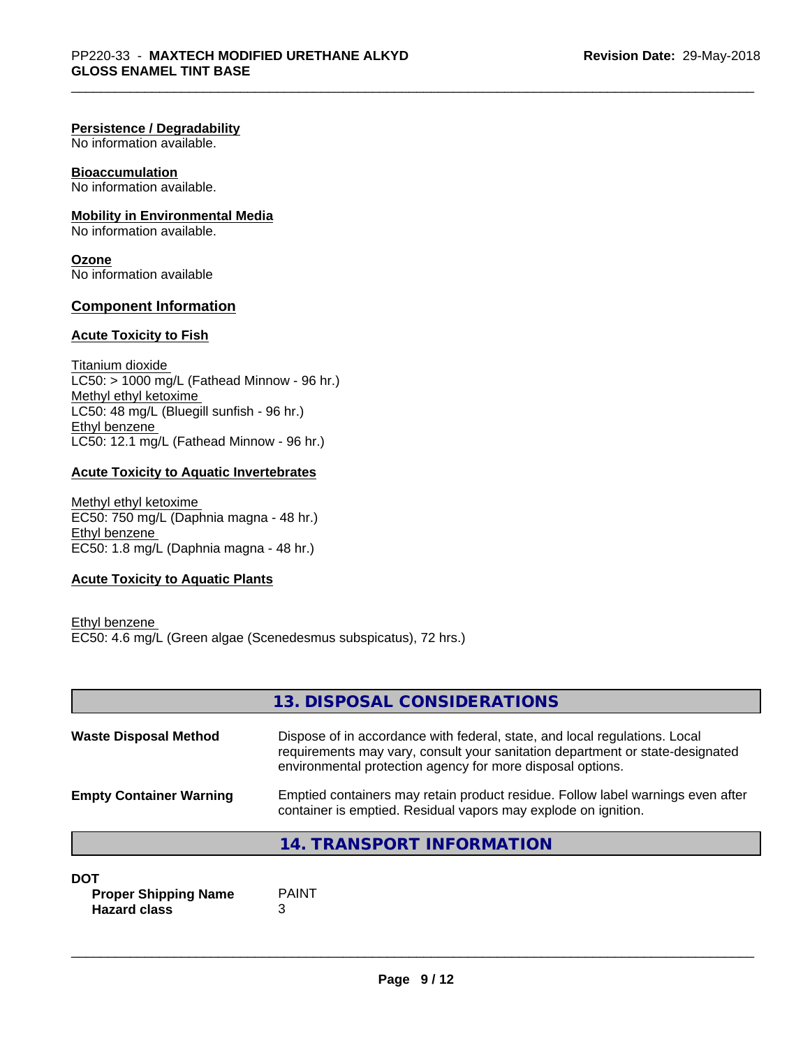**Persistence / Degradability**
No information available.

**Bioaccumulation**
No information available.

**Mobility in Environmental Media**
No information available.

**Ozone**
No information available

## Component Information

**Acute Toxicity to Fish**

Titanium dioxide
LC50: > 1000 mg/L (Fathead Minnow - 96 hr.)
Methyl ethyl ketoxime
LC50: 48 mg/L (Bluegill sunfish - 96 hr.)
Ethyl benzene
LC50: 12.1 mg/L (Fathead Minnow - 96 hr.)

**Acute Toxicity to Aquatic Invertebrates**

Methyl ethyl ketoxime
EC50: 750 mg/L (Daphnia magna - 48 hr.)
Ethyl benzene
EC50: 1.8 mg/L (Daphnia magna - 48 hr.)

**Acute Toxicity to Aquatic Plants**

Ethyl benzene
EC50: 4.6 mg/L (Green algae (Scenedesmus subspicatus), 72 hrs.)

## 13. DISPOSAL CONSIDERATIONS

**Waste Disposal Method** — Dispose of in accordance with federal, state, and local regulations. Local requirements may vary, consult your sanitation department or state-designated environmental protection agency for more disposal options.

**Empty Container Warning** — Emptied containers may retain product residue. Follow label warnings even after container is emptied. Residual vapors may explode on ignition.

## 14. TRANSPORT INFORMATION

**DOT**

**Proper Shipping Name** PAINT
**Hazard class** 3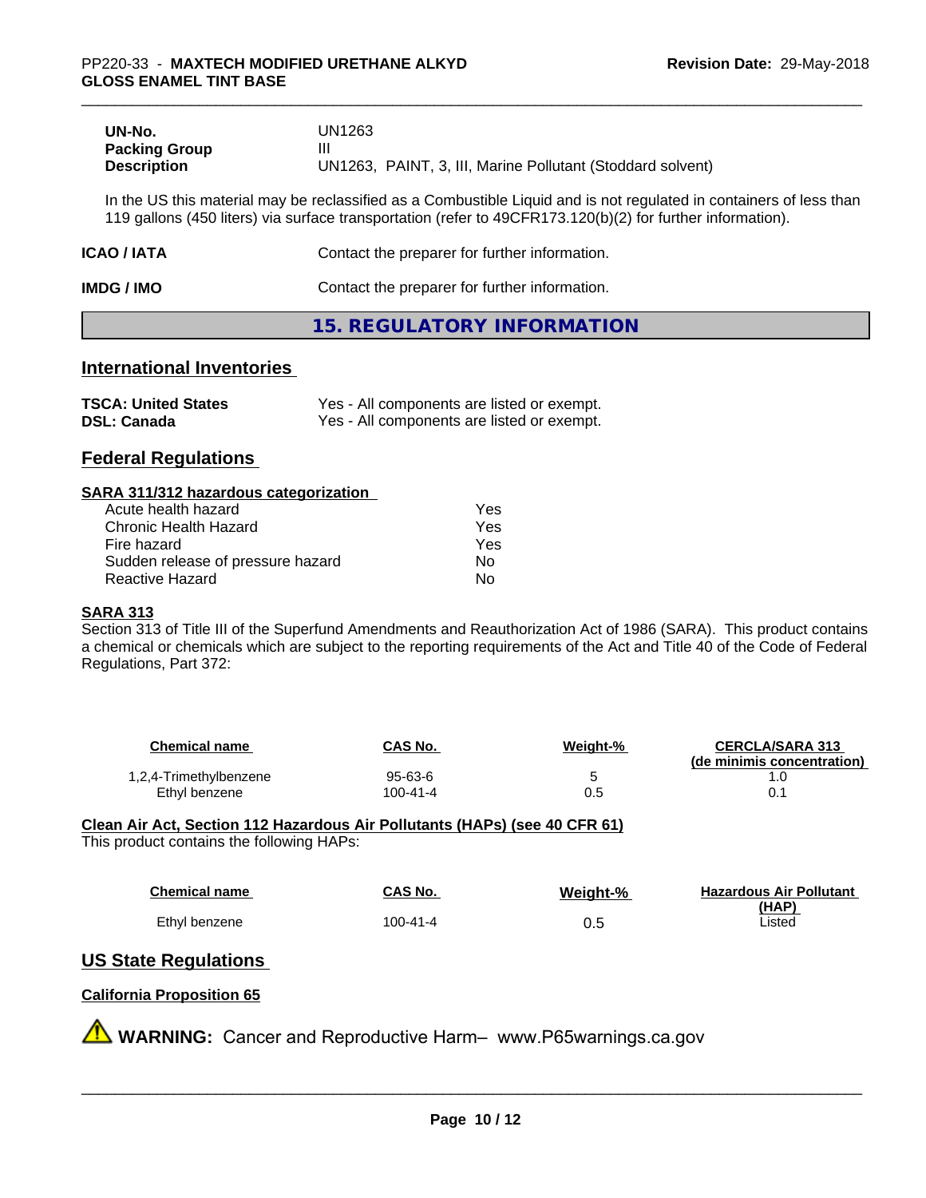| | |
|---|---|
| **UN-No.** | UN1263 |
| **Packing Group** | III |
| **Description** | UN1263, PAINT, 3, III, Marine Pollutant (Stoddard solvent) |

In the US this material may be reclassified as a Combustible Liquid and is not regulated in containers of less than 119 gallons (450 liters) via surface transportation (refer to 49CFR173.120(b)(2) for further information).

| | |
|---|---|
| **ICAO / IATA** | Contact the preparer for further information. |
| **IMDG / IMO** | Contact the preparer for further information. |

## 15. REGULATORY INFORMATION

### International Inventories

| | |
|---|---|
| **TSCA: United States** | Yes - All components are listed or exempt. |
| **DSL: Canada** | Yes - All components are listed or exempt. |

### Federal Regulations

**SARA 311/312 hazardous categorization**

| | |
|---|---|
| Acute health hazard | Yes |
| Chronic Health Hazard | Yes |
| Fire hazard | Yes |
| Sudden release of pressure hazard | No |
| Reactive Hazard | No |

**SARA 313**

Section 313 of Title III of the Superfund Amendments and Reauthorization Act of 1986 (SARA). This product contains a chemical or chemicals which are subject to the reporting requirements of the Act and Title 40 of the Code of Federal Regulations, Part 372:

| Chemical name | CAS No. | Weight-% | CERCLA/SARA 313 (de minimis concentration) |
|---|---|---|---|
| 1,2,4-Trimethylbenzene | 95-63-6 | 5 | 1.0 |
| Ethyl benzene | 100-41-4 | 0.5 | 0.1 |

**Clean Air Act, Section 112 Hazardous Air Pollutants (HAPs) (see 40 CFR 61)**

This product contains the following HAPs:

| Chemical name | CAS No. | Weight-% | Hazardous Air Pollutant (HAP) |
|---|---|---|---|
| Ethyl benzene | 100-41-4 | 0.5 | Listed |

### US State Regulations

**California Proposition 65**

⚠ **WARNING:** Cancer and Reproductive Harm– www.P65warnings.ca.gov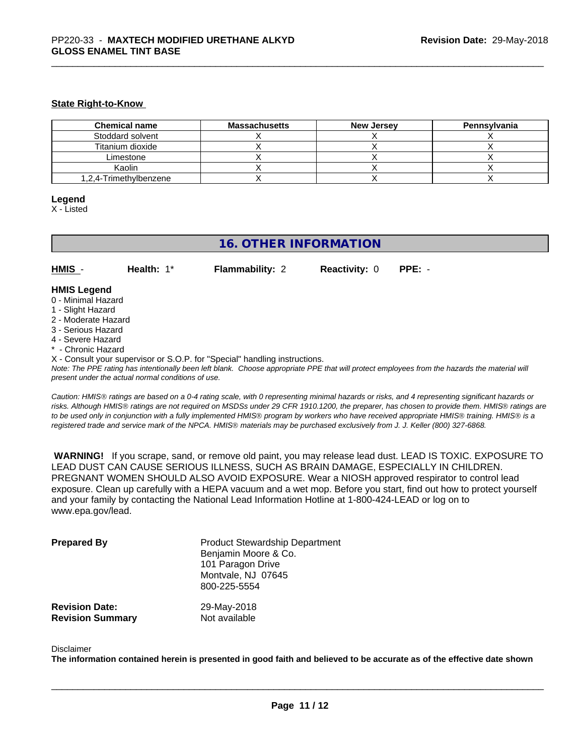**State Right-to-Know**

| Chemical name | Massachusetts | New Jersey | Pennsylvania |
|---|---|---|---|
| Stoddard solvent | X | X | X |
| Titanium dioxide | X | X | X |
| Limestone | X | X | X |
| Kaolin | X | X | X |
| 1,2,4-Trimethylbenzene | X | X | X |

**Legend**
X - Listed

## 16. OTHER INFORMATION

**HMIS** - **Health:** 1* **Flammability:** 2 **Reactivity:** 0 **PPE:** -

**HMIS Legend**
0 - Minimal Hazard
1 - Slight Hazard
2 - Moderate Hazard
3 - Serious Hazard
4 - Severe Hazard
* - Chronic Hazard
X - Consult your supervisor or S.O.P. for "Special" handling instructions.
*Note: The PPE rating has intentionally been left blank. Choose appropriate PPE that will protect employees from the hazards the material will present under the actual normal conditions of use.*

*Caution: HMIS® ratings are based on a 0-4 rating scale, with 0 representing minimal hazards or risks, and 4 representing significant hazards or risks. Although HMIS® ratings are not required on MSDSs under 29 CFR 1910.1200, the preparer, has chosen to provide them. HMIS® ratings are to be used only in conjunction with a fully implemented HMIS® program by workers who have received appropriate HMIS® training. HMIS® is a registered trade and service mark of the NPCA. HMIS® materials may be purchased exclusively from J. J. Keller (800) 327-6868.*

**WARNING!** If you scrape, sand, or remove old paint, you may release lead dust. LEAD IS TOXIC. EXPOSURE TO LEAD DUST CAN CAUSE SERIOUS ILLNESS, SUCH AS BRAIN DAMAGE, ESPECIALLY IN CHILDREN. PREGNANT WOMEN SHOULD ALSO AVOID EXPOSURE. Wear a NIOSH approved respirator to control lead exposure. Clean up carefully with a HEPA vacuum and a wet mop. Before you start, find out how to protect yourself and your family by contacting the National Lead Information Hotline at 1-800-424-LEAD or log on to www.epa.gov/lead.

**Prepared By**
Product Stewardship Department
Benjamin Moore & Co.
101 Paragon Drive
Montvale, NJ 07645
800-225-5554

**Revision Date:** 29-May-2018
**Revision Summary** Not available

Disclaimer
**The information contained herein is presented in good faith and believed to be accurate as of the effective date shown**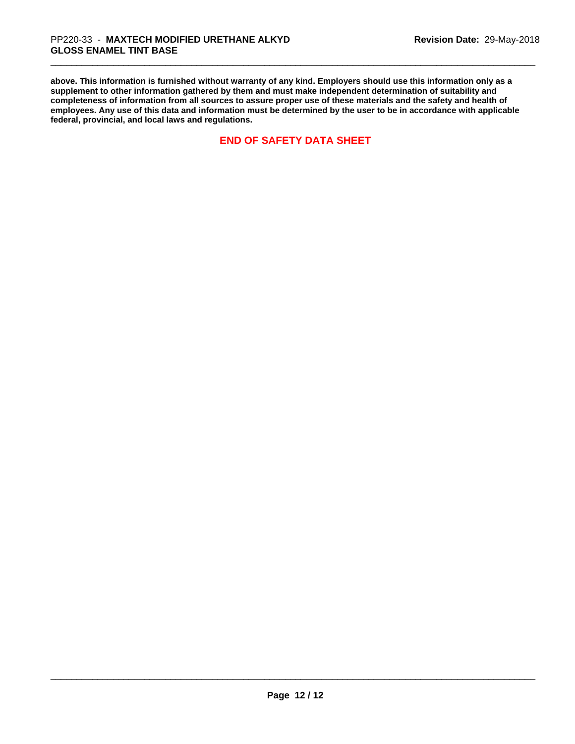**above. This information is furnished without warranty of any kind. Employers should use this information only as a supplement to other information gathered by them and must make independent determination of suitability and completeness of information from all sources to assure proper use of these materials and the safety and health of employees. Any use of this data and information must be determined by the user to be in accordance with applicable federal, provincial, and local laws and regulations.**

**END OF SAFETY DATA SHEET**